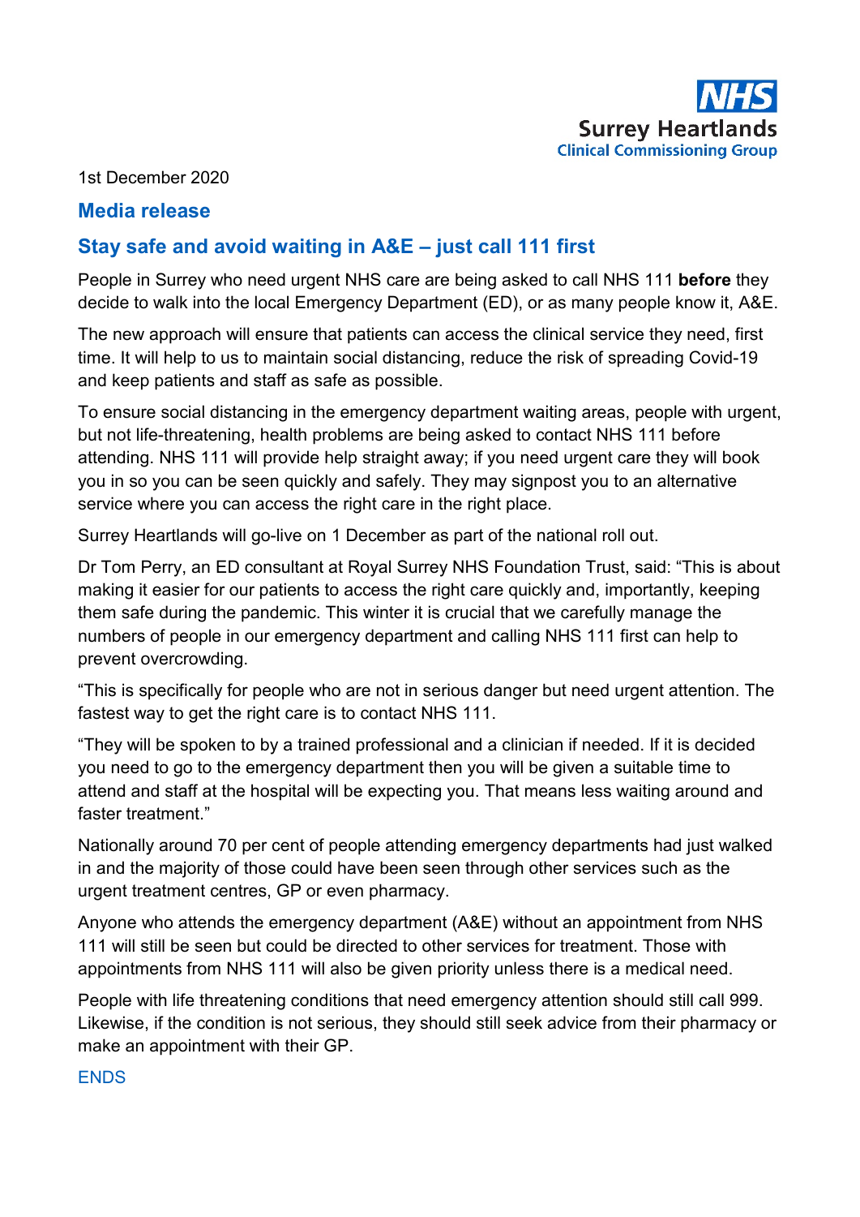NHS

Surrey Heartlands
Clinical Commissioning Group

1st December 2020

## Media release

# Stay safe and avoid waiting in A&E – just call 111 first

People in Surrey who need urgent NHS care are being asked to call NHS 111 **before** they decide to walk into the local Emergency Department (ED), or as many people know it, A&E.

The new approach will ensure that patients can access the clinical service they need, first time. It will help to us to maintain social distancing, reduce the risk of spreading Covid-19 and keep patients and staff as safe as possible.

To ensure social distancing in the emergency department waiting areas, people with urgent, but not life-threatening, health problems are being asked to contact NHS 111 before attending. NHS 111 will provide help straight away; if you need urgent care they will book you in so you can be seen quickly and safely. They may signpost you to an alternative service where you can access the right care in the right place.

Surrey Heartlands will go-live on 1 December as part of the national roll out.

Dr Tom Perry, an ED consultant at Royal Surrey NHS Foundation Trust, said: "This is about making it easier for our patients to access the right care quickly and, importantly, keeping them safe during the pandemic. This winter it is crucial that we carefully manage the numbers of people in our emergency department and calling NHS 111 first can help to prevent overcrowding.

"This is specifically for people who are not in serious danger but need urgent attention. The fastest way to get the right care is to contact NHS 111.

"They will be spoken to by a trained professional and a clinician if needed. If it is decided you need to go to the emergency department then you will be given a suitable time to attend and staff at the hospital will be expecting you. That means less waiting around and faster treatment."

Nationally around 70 per cent of people attending emergency departments had just walked in and the majority of those could have been seen through other services such as the urgent treatment centres, GP or even pharmacy.

Anyone who attends the emergency department (A&E) without an appointment from NHS 111 will still be seen but could be directed to other services for treatment. Those with appointments from NHS 111 will also be given priority unless there is a medical need.

People with life threatening conditions that need emergency attention should still call 999. Likewise, if the condition is not serious, they should still seek advice from their pharmacy or make an appointment with their GP.

ENDS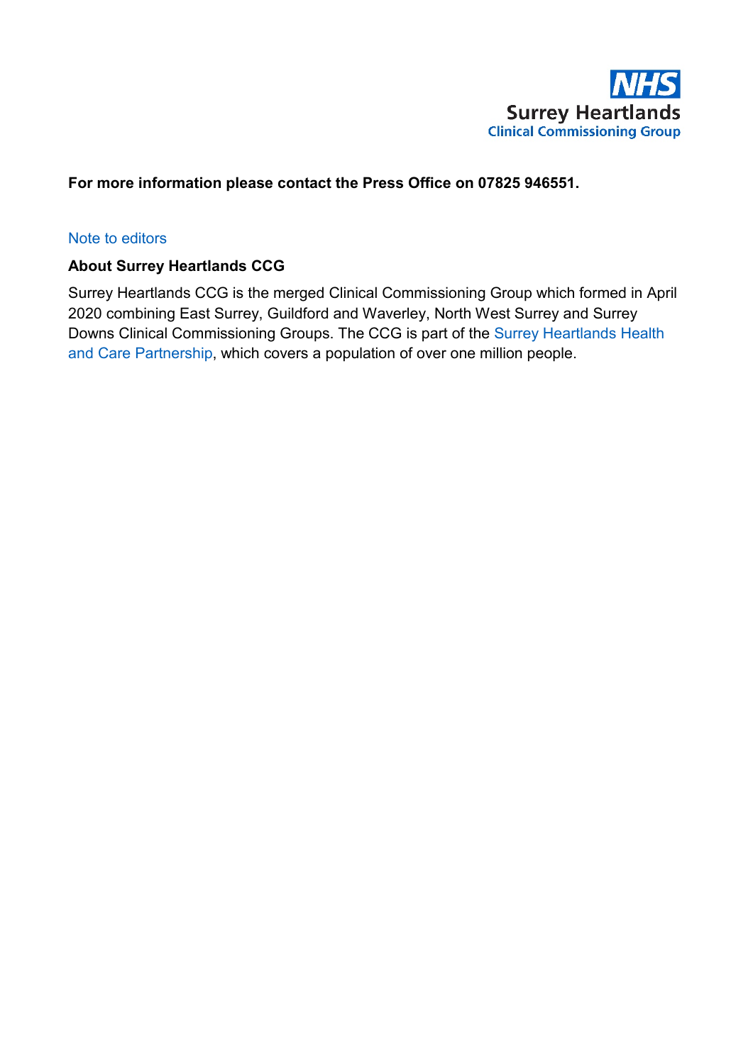**For more information please contact the Press Office on 07825 946551.**

Note to editors

**About Surrey Heartlands CCG**

Surrey Heartlands CCG is the merged Clinical Commissioning Group which formed in April 2020 combining East Surrey, Guildford and Waverley, North West Surrey and Surrey Downs Clinical Commissioning Groups. The CCG is part of the Surrey Heartlands Health and Care Partnership, which covers a population of over one million people.